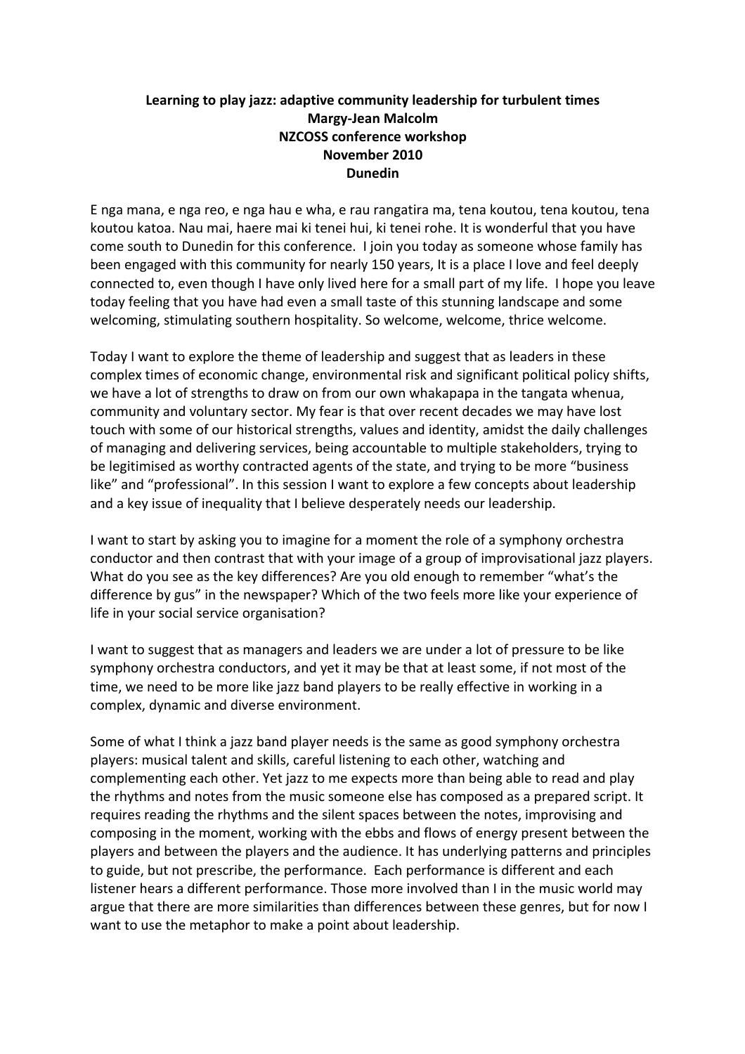**Learning to play jazz: adaptive community leadership for turbulent times**
**Margy-Jean Malcolm**
**NZCOSS conference workshop**
**November 2010**
**Dunedin**

E nga mana, e nga reo, e nga hau e wha, e rau rangatira ma, tena koutou, tena koutou, tena koutou katoa. Nau mai, haere mai ki tenei hui, ki tenei rohe. It is wonderful that you have come south to Dunedin for this conference. I join you today as someone whose family has been engaged with this community for nearly 150 years, It is a place I love and feel deeply connected to, even though I have only lived here for a small part of my life. I hope you leave today feeling that you have had even a small taste of this stunning landscape and some welcoming, stimulating southern hospitality. So welcome, welcome, thrice welcome.

Today I want to explore the theme of leadership and suggest that as leaders in these complex times of economic change, environmental risk and significant political policy shifts, we have a lot of strengths to draw on from our own whakapapa in the tangata whenua, community and voluntary sector. My fear is that over recent decades we may have lost touch with some of our historical strengths, values and identity, amidst the daily challenges of managing and delivering services, being accountable to multiple stakeholders, trying to be legitimised as worthy contracted agents of the state, and trying to be more "business like" and "professional". In this session I want to explore a few concepts about leadership and a key issue of inequality that I believe desperately needs our leadership.

I want to start by asking you to imagine for a moment the role of a symphony orchestra conductor and then contrast that with your image of a group of improvisational jazz players. What do you see as the key differences? Are you old enough to remember "what's the difference by gus" in the newspaper? Which of the two feels more like your experience of life in your social service organisation?

I want to suggest that as managers and leaders we are under a lot of pressure to be like symphony orchestra conductors, and yet it may be that at least some, if not most of the time, we need to be more like jazz band players to be really effective in working in a complex, dynamic and diverse environment.

Some of what I think a jazz band player needs is the same as good symphony orchestra players: musical talent and skills, careful listening to each other, watching and complementing each other. Yet jazz to me expects more than being able to read and play the rhythms and notes from the music someone else has composed as a prepared script. It requires reading the rhythms and the silent spaces between the notes, improvising and composing in the moment, working with the ebbs and flows of energy present between the players and between the players and the audience. It has underlying patterns and principles to guide, but not prescribe, the performance. Each performance is different and each listener hears a different performance. Those more involved than I in the music world may argue that there are more similarities than differences between these genres, but for now I want to use the metaphor to make a point about leadership.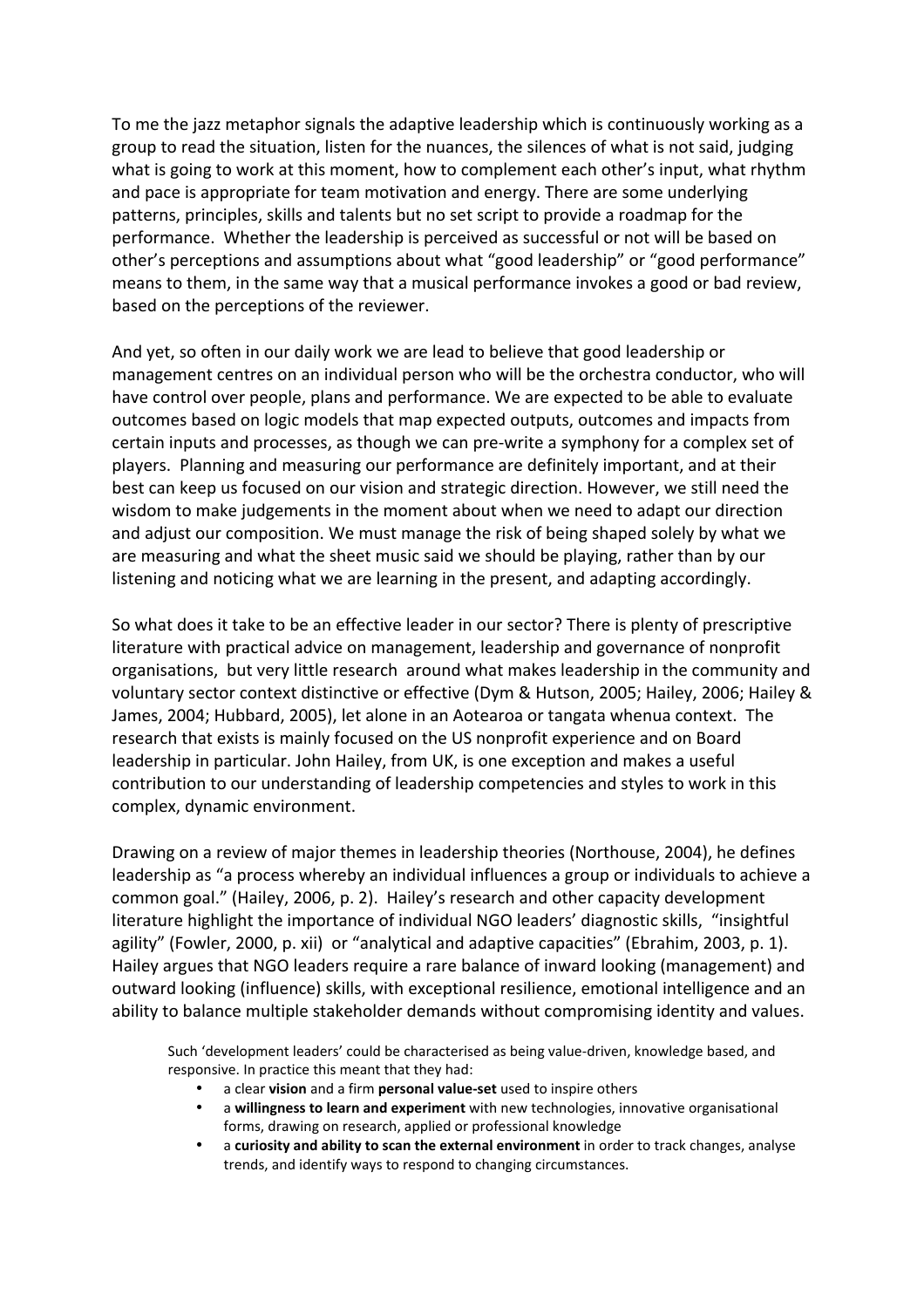To me the jazz metaphor signals the adaptive leadership which is continuously working as a group to read the situation, listen for the nuances, the silences of what is not said, judging what is going to work at this moment, how to complement each other's input, what rhythm and pace is appropriate for team motivation and energy. There are some underlying patterns, principles, skills and talents but no set script to provide a roadmap for the performance. Whether the leadership is perceived as successful or not will be based on other's perceptions and assumptions about what "good leadership" or "good performance" means to them, in the same way that a musical performance invokes a good or bad review, based on the perceptions of the reviewer.

And yet, so often in our daily work we are lead to believe that good leadership or management centres on an individual person who will be the orchestra conductor, who will have control over people, plans and performance. We are expected to be able to evaluate outcomes based on logic models that map expected outputs, outcomes and impacts from certain inputs and processes, as though we can pre-write a symphony for a complex set of players. Planning and measuring our performance are definitely important, and at their best can keep us focused on our vision and strategic direction. However, we still need the wisdom to make judgements in the moment about when we need to adapt our direction and adjust our composition. We must manage the risk of being shaped solely by what we are measuring and what the sheet music said we should be playing, rather than by our listening and noticing what we are learning in the present, and adapting accordingly.

So what does it take to be an effective leader in our sector? There is plenty of prescriptive literature with practical advice on management, leadership and governance of nonprofit organisations, but very little research around what makes leadership in the community and voluntary sector context distinctive or effective (Dym & Hutson, 2005; Hailey, 2006; Hailey & James, 2004; Hubbard, 2005), let alone in an Aotearoa or tangata whenua context. The research that exists is mainly focused on the US nonprofit experience and on Board leadership in particular. John Hailey, from UK, is one exception and makes a useful contribution to our understanding of leadership competencies and styles to work in this complex, dynamic environment.

Drawing on a review of major themes in leadership theories (Northouse, 2004), he defines leadership as "a process whereby an individual influences a group or individuals to achieve a common goal." (Hailey, 2006, p. 2). Hailey's research and other capacity development literature highlight the importance of individual NGO leaders' diagnostic skills, "insightful agility" (Fowler, 2000, p. xii) or "analytical and adaptive capacities" (Ebrahim, 2003, p. 1). Hailey argues that NGO leaders require a rare balance of inward looking (management) and outward looking (influence) skills, with exceptional resilience, emotional intelligence and an ability to balance multiple stakeholder demands without compromising identity and values.

> Such 'development leaders' could be characterised as being value-driven, knowledge based, and responsive. In practice this meant that they had:
>
> - a clear **vision** and a firm **personal value-set** used to inspire others
> - a **willingness to learn and experiment** with new technologies, innovative organisational forms, drawing on research, applied or professional knowledge
> - a **curiosity and ability to scan the external environment** in order to track changes, analyse trends, and identify ways to respond to changing circumstances.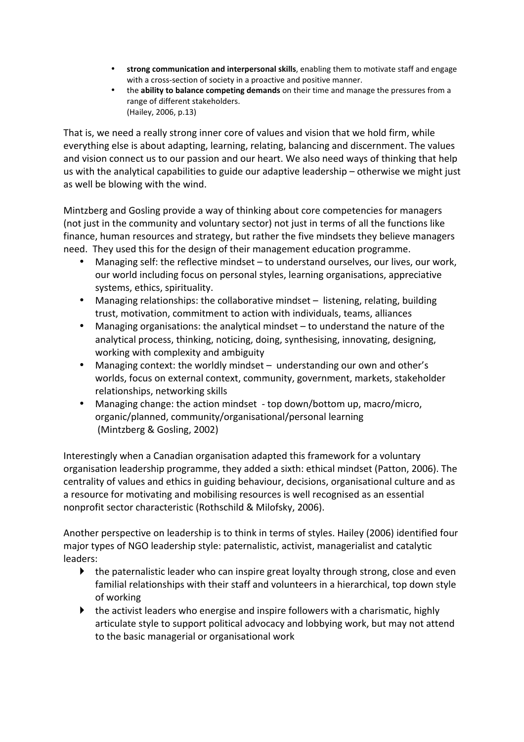- **strong communication and interpersonal skills**, enabling them to motivate staff and engage with a cross-section of society in a proactive and positive manner.
- the **ability to balance competing demands** on their time and manage the pressures from a range of different stakeholders.
(Hailey, 2006, p.13)

That is, we need a really strong inner core of values and vision that we hold firm, while everything else is about adapting, learning, relating, balancing and discernment. The values and vision connect us to our passion and our heart. We also need ways of thinking that help us with the analytical capabilities to guide our adaptive leadership – otherwise we might just as well be blowing with the wind.

Mintzberg and Gosling provide a way of thinking about core competencies for managers (not just in the community and voluntary sector) not just in terms of all the functions like finance, human resources and strategy, but rather the five mindsets they believe managers need. They used this for the design of their management education programme.

- Managing self: the reflective mindset – to understand ourselves, our lives, our work, our world including focus on personal styles, learning organisations, appreciative systems, ethics, spirituality.
- Managing relationships: the collaborative mindset – listening, relating, building trust, motivation, commitment to action with individuals, teams, alliances
- Managing organisations: the analytical mindset – to understand the nature of the analytical process, thinking, noticing, doing, synthesising, innovating, designing, working with complexity and ambiguity
- Managing context: the worldly mindset – understanding our own and other's worlds, focus on external context, community, government, markets, stakeholder relationships, networking skills
- Managing change: the action mindset - top down/bottom up, macro/micro, organic/planned, community/organisational/personal learning
(Mintzberg & Gosling, 2002)

Interestingly when a Canadian organisation adapted this framework for a voluntary organisation leadership programme, they added a sixth: ethical mindset (Patton, 2006). The centrality of values and ethics in guiding behaviour, decisions, organisational culture and as a resource for motivating and mobilising resources is well recognised as an essential nonprofit sector characteristic (Rothschild & Milofsky, 2006).

Another perspective on leadership is to think in terms of styles. Hailey (2006) identified four major types of NGO leadership style: paternalistic, activist, managerialist and catalytic leaders:

- the paternalistic leader who can inspire great loyalty through strong, close and even familial relationships with their staff and volunteers in a hierarchical, top down style of working
- the activist leaders who energise and inspire followers with a charismatic, highly articulate style to support political advocacy and lobbying work, but may not attend to the basic managerial or organisational work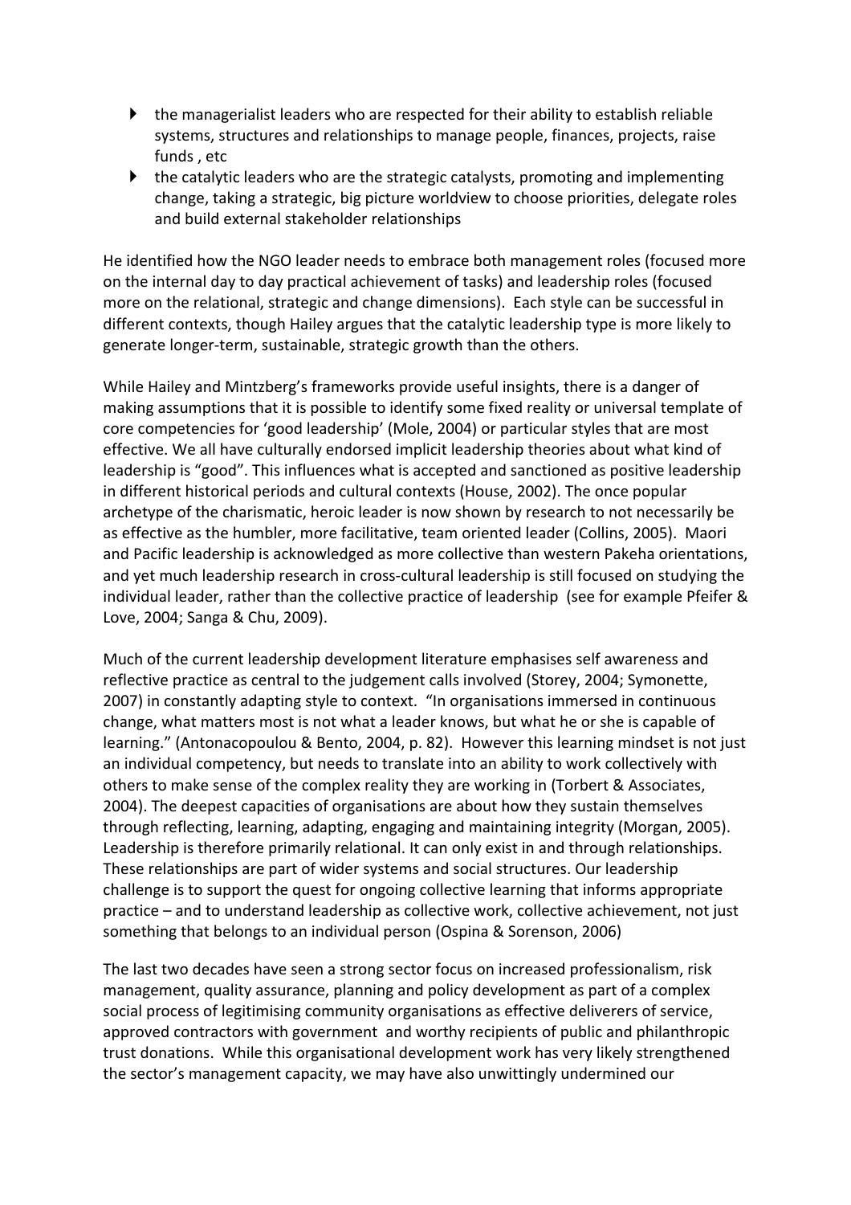- the managerialist leaders who are respected for their ability to establish reliable systems, structures and relationships to manage people, finances, projects, raise funds , etc
- the catalytic leaders who are the strategic catalysts, promoting and implementing change, taking a strategic, big picture worldview to choose priorities, delegate roles and build external stakeholder relationships

He identified how the NGO leader needs to embrace both management roles (focused more on the internal day to day practical achievement of tasks) and leadership roles (focused more on the relational, strategic and change dimensions). Each style can be successful in different contexts, though Hailey argues that the catalytic leadership type is more likely to generate longer-term, sustainable, strategic growth than the others.

While Hailey and Mintzberg's frameworks provide useful insights, there is a danger of making assumptions that it is possible to identify some fixed reality or universal template of core competencies for 'good leadership' (Mole, 2004) or particular styles that are most effective. We all have culturally endorsed implicit leadership theories about what kind of leadership is "good". This influences what is accepted and sanctioned as positive leadership in different historical periods and cultural contexts (House, 2002). The once popular archetype of the charismatic, heroic leader is now shown by research to not necessarily be as effective as the humbler, more facilitative, team oriented leader (Collins, 2005). Maori and Pacific leadership is acknowledged as more collective than western Pakeha orientations, and yet much leadership research in cross-cultural leadership is still focused on studying the individual leader, rather than the collective practice of leadership (see for example Pfeifer & Love, 2004; Sanga & Chu, 2009).

Much of the current leadership development literature emphasises self awareness and reflective practice as central to the judgement calls involved (Storey, 2004; Symonette, 2007) in constantly adapting style to context. "In organisations immersed in continuous change, what matters most is not what a leader knows, but what he or she is capable of learning." (Antonacopoulou & Bento, 2004, p. 82). However this learning mindset is not just an individual competency, but needs to translate into an ability to work collectively with others to make sense of the complex reality they are working in (Torbert & Associates, 2004). The deepest capacities of organisations are about how they sustain themselves through reflecting, learning, adapting, engaging and maintaining integrity (Morgan, 2005). Leadership is therefore primarily relational. It can only exist in and through relationships. These relationships are part of wider systems and social structures. Our leadership challenge is to support the quest for ongoing collective learning that informs appropriate practice – and to understand leadership as collective work, collective achievement, not just something that belongs to an individual person (Ospina & Sorenson, 2006)

The last two decades have seen a strong sector focus on increased professionalism, risk management, quality assurance, planning and policy development as part of a complex social process of legitimising community organisations as effective deliverers of service, approved contractors with government and worthy recipients of public and philanthropic trust donations. While this organisational development work has very likely strengthened the sector's management capacity, we may have also unwittingly undermined our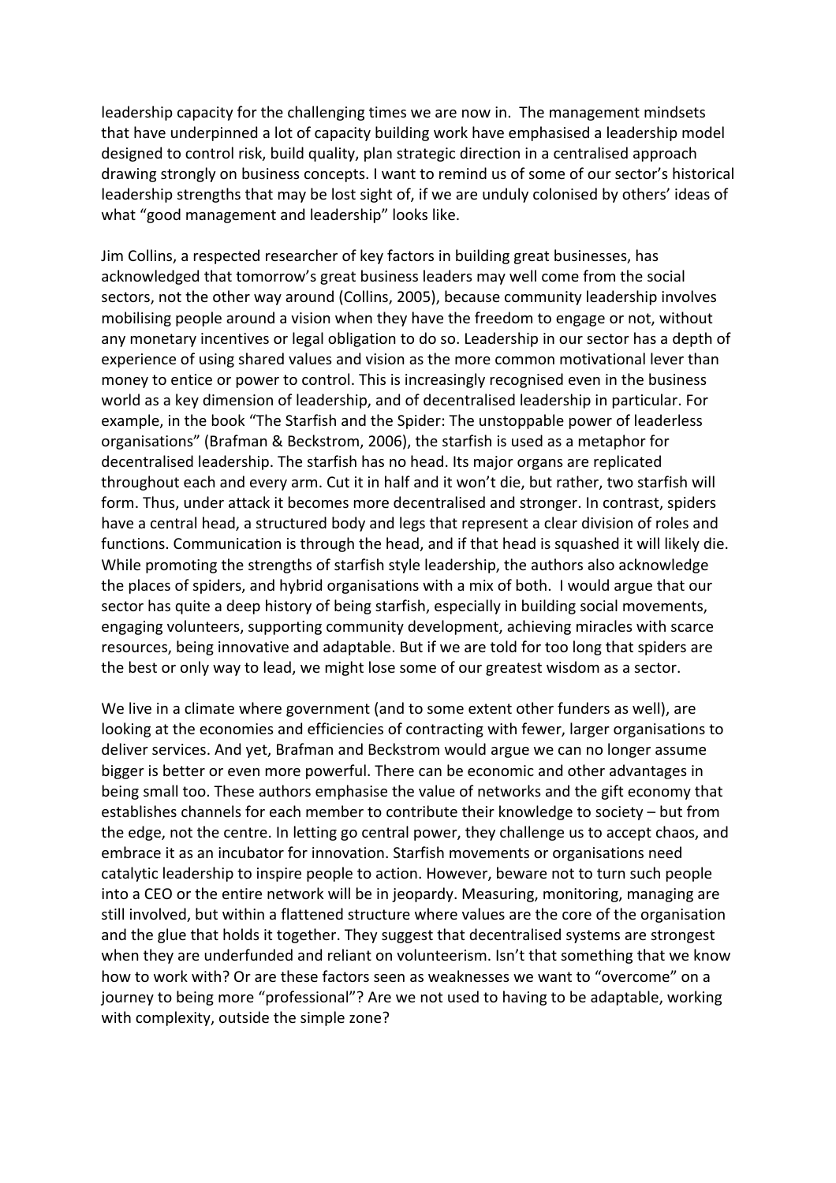leadership capacity for the challenging times we are now in. The management mindsets that have underpinned a lot of capacity building work have emphasised a leadership model designed to control risk, build quality, plan strategic direction in a centralised approach drawing strongly on business concepts. I want to remind us of some of our sector's historical leadership strengths that may be lost sight of, if we are unduly colonised by others' ideas of what "good management and leadership" looks like.

Jim Collins, a respected researcher of key factors in building great businesses, has acknowledged that tomorrow's great business leaders may well come from the social sectors, not the other way around (Collins, 2005), because community leadership involves mobilising people around a vision when they have the freedom to engage or not, without any monetary incentives or legal obligation to do so. Leadership in our sector has a depth of experience of using shared values and vision as the more common motivational lever than money to entice or power to control. This is increasingly recognised even in the business world as a key dimension of leadership, and of decentralised leadership in particular. For example, in the book "The Starfish and the Spider: The unstoppable power of leaderless organisations" (Brafman & Beckstrom, 2006), the starfish is used as a metaphor for decentralised leadership. The starfish has no head. Its major organs are replicated throughout each and every arm. Cut it in half and it won't die, but rather, two starfish will form. Thus, under attack it becomes more decentralised and stronger. In contrast, spiders have a central head, a structured body and legs that represent a clear division of roles and functions. Communication is through the head, and if that head is squashed it will likely die. While promoting the strengths of starfish style leadership, the authors also acknowledge the places of spiders, and hybrid organisations with a mix of both. I would argue that our sector has quite a deep history of being starfish, especially in building social movements, engaging volunteers, supporting community development, achieving miracles with scarce resources, being innovative and adaptable. But if we are told for too long that spiders are the best or only way to lead, we might lose some of our greatest wisdom as a sector.

We live in a climate where government (and to some extent other funders as well), are looking at the economies and efficiencies of contracting with fewer, larger organisations to deliver services. And yet, Brafman and Beckstrom would argue we can no longer assume bigger is better or even more powerful. There can be economic and other advantages in being small too. These authors emphasise the value of networks and the gift economy that establishes channels for each member to contribute their knowledge to society – but from the edge, not the centre. In letting go central power, they challenge us to accept chaos, and embrace it as an incubator for innovation. Starfish movements or organisations need catalytic leadership to inspire people to action. However, beware not to turn such people into a CEO or the entire network will be in jeopardy. Measuring, monitoring, managing are still involved, but within a flattened structure where values are the core of the organisation and the glue that holds it together. They suggest that decentralised systems are strongest when they are underfunded and reliant on volunteerism. Isn't that something that we know how to work with? Or are these factors seen as weaknesses we want to "overcome" on a journey to being more "professional"? Are we not used to having to be adaptable, working with complexity, outside the simple zone?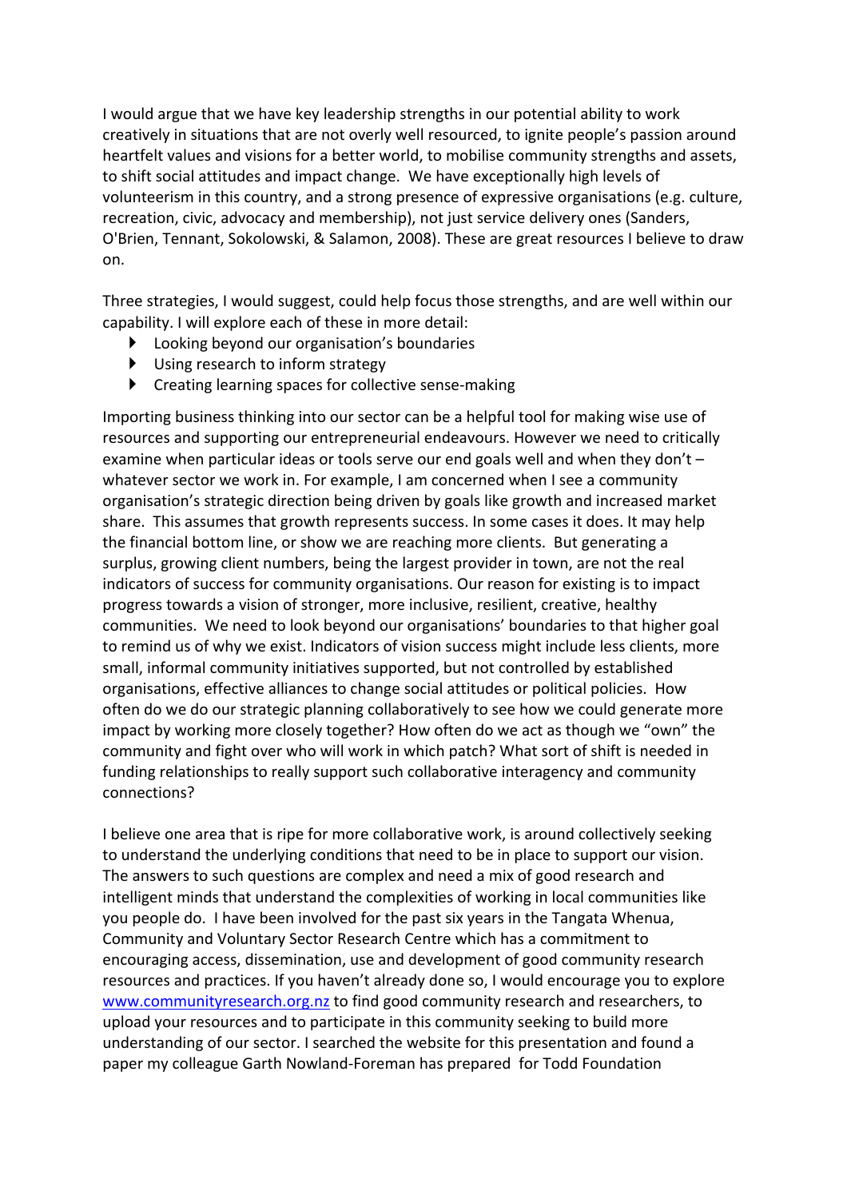I would argue that we have key leadership strengths in our potential ability to work creatively in situations that are not overly well resourced, to ignite people's passion around heartfelt values and visions for a better world, to mobilise community strengths and assets, to shift social attitudes and impact change. We have exceptionally high levels of volunteerism in this country, and a strong presence of expressive organisations (e.g. culture, recreation, civic, advocacy and membership), not just service delivery ones (Sanders, O'Brien, Tennant, Sokolowski, & Salamon, 2008). These are great resources I believe to draw on.

Three strategies, I would suggest, could help focus those strengths, and are well within our capability. I will explore each of these in more detail:

- Looking beyond our organisation's boundaries
- Using research to inform strategy
- Creating learning spaces for collective sense-making

Importing business thinking into our sector can be a helpful tool for making wise use of resources and supporting our entrepreneurial endeavours. However we need to critically examine when particular ideas or tools serve our end goals well and when they don't – whatever sector we work in. For example, I am concerned when I see a community organisation's strategic direction being driven by goals like growth and increased market share. This assumes that growth represents success. In some cases it does. It may help the financial bottom line, or show we are reaching more clients. But generating a surplus, growing client numbers, being the largest provider in town, are not the real indicators of success for community organisations. Our reason for existing is to impact progress towards a vision of stronger, more inclusive, resilient, creative, healthy communities. We need to look beyond our organisations' boundaries to that higher goal to remind us of why we exist. Indicators of vision success might include less clients, more small, informal community initiatives supported, but not controlled by established organisations, effective alliances to change social attitudes or political policies. How often do we do our strategic planning collaboratively to see how we could generate more impact by working more closely together? How often do we act as though we "own" the community and fight over who will work in which patch? What sort of shift is needed in funding relationships to really support such collaborative interagency and community connections?

I believe one area that is ripe for more collaborative work, is around collectively seeking to understand the underlying conditions that need to be in place to support our vision. The answers to such questions are complex and need a mix of good research and intelligent minds that understand the complexities of working in local communities like you people do. I have been involved for the past six years in the Tangata Whenua, Community and Voluntary Sector Research Centre which has a commitment to encouraging access, dissemination, use and development of good community research resources and practices. If you haven't already done so, I would encourage you to explore www.communityresearch.org.nz to find good community research and researchers, to upload your resources and to participate in this community seeking to build more understanding of our sector. I searched the website for this presentation and found a paper my colleague Garth Nowland-Foreman has prepared for Todd Foundation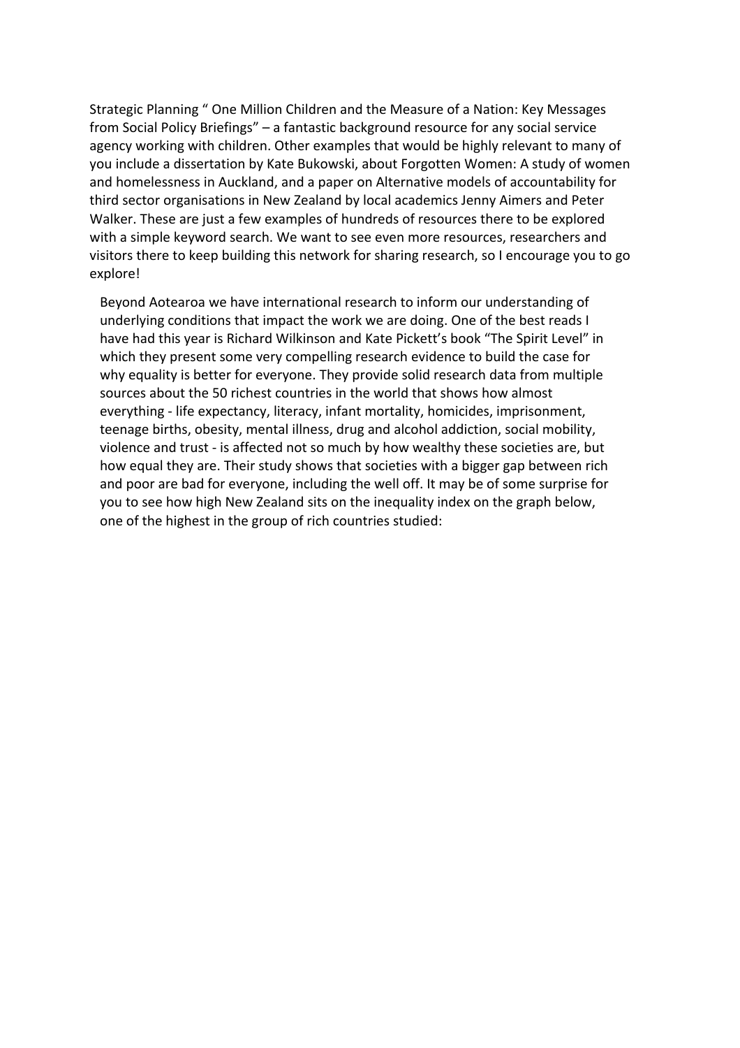Strategic Planning " One Million Children and the Measure of a Nation: Key Messages from Social Policy Briefings" – a fantastic background resource for any social service agency working with children. Other examples that would be highly relevant to many of you include a dissertation by Kate Bukowski, about Forgotten Women: A study of women and homelessness in Auckland, and a paper on Alternative models of accountability for third sector organisations in New Zealand by local academics Jenny Aimers and Peter Walker. These are just a few examples of hundreds of resources there to be explored with a simple keyword search. We want to see even more resources, researchers and visitors there to keep building this network for sharing research, so I encourage you to go explore!

Beyond Aotearoa we have international research to inform our understanding of underlying conditions that impact the work we are doing. One of the best reads I have had this year is Richard Wilkinson and Kate Pickett's book "The Spirit Level" in which they present some very compelling research evidence to build the case for why equality is better for everyone. They provide solid research data from multiple sources about the 50 richest countries in the world that shows how almost everything - life expectancy, literacy, infant mortality, homicides, imprisonment, teenage births, obesity, mental illness, drug and alcohol addiction, social mobility, violence and trust - is affected not so much by how wealthy these societies are, but how equal they are. Their study shows that societies with a bigger gap between rich and poor are bad for everyone, including the well off. It may be of some surprise for you to see how high New Zealand sits on the inequality index on the graph below, one of the highest in the group of rich countries studied: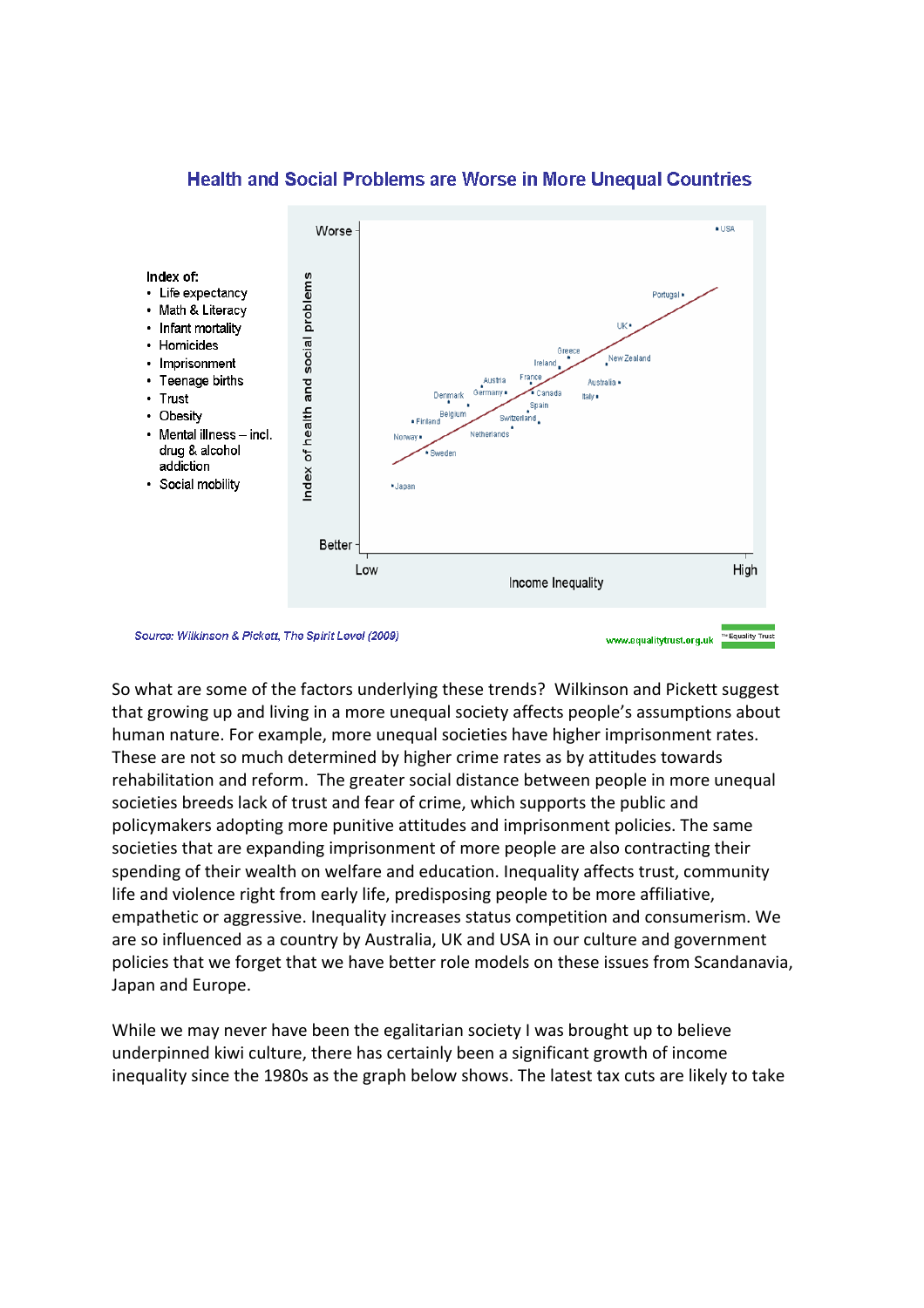**Health and Social Problems are Worse in More Unequal Countries**

Index of:

- Life expectancy
- Math & Literacy
- Infant mortality
- Homicides
- Imprisonment
- Teenage births
- Trust
- Obesity
- Mental illness – incl. drug & alcohol addiction
- Social mobility

*Source: Wilkinson & Pickett, The Spirit Level (2009)*

www.equalitytrust.org.uk

So what are some of the factors underlying these trends? Wilkinson and Pickett suggest that growing up and living in a more unequal society affects people's assumptions about human nature. For example, more unequal societies have higher imprisonment rates. These are not so much determined by higher crime rates as by attitudes towards rehabilitation and reform. The greater social distance between people in more unequal societies breeds lack of trust and fear of crime, which supports the public and policymakers adopting more punitive attitudes and imprisonment policies. The same societies that are expanding imprisonment of more people are also contracting their spending of their wealth on welfare and education. Inequality affects trust, community life and violence right from early life, predisposing people to be more affiliative, empathetic or aggressive. Inequality increases status competition and consumerism. We are so influenced as a country by Australia, UK and USA in our culture and government policies that we forget that we have better role models on these issues from Scandanavia, Japan and Europe.

While we may never have been the egalitarian society I was brought up to believe underpinned kiwi culture, there has certainly been a significant growth of income inequality since the 1980s as the graph below shows. The latest tax cuts are likely to take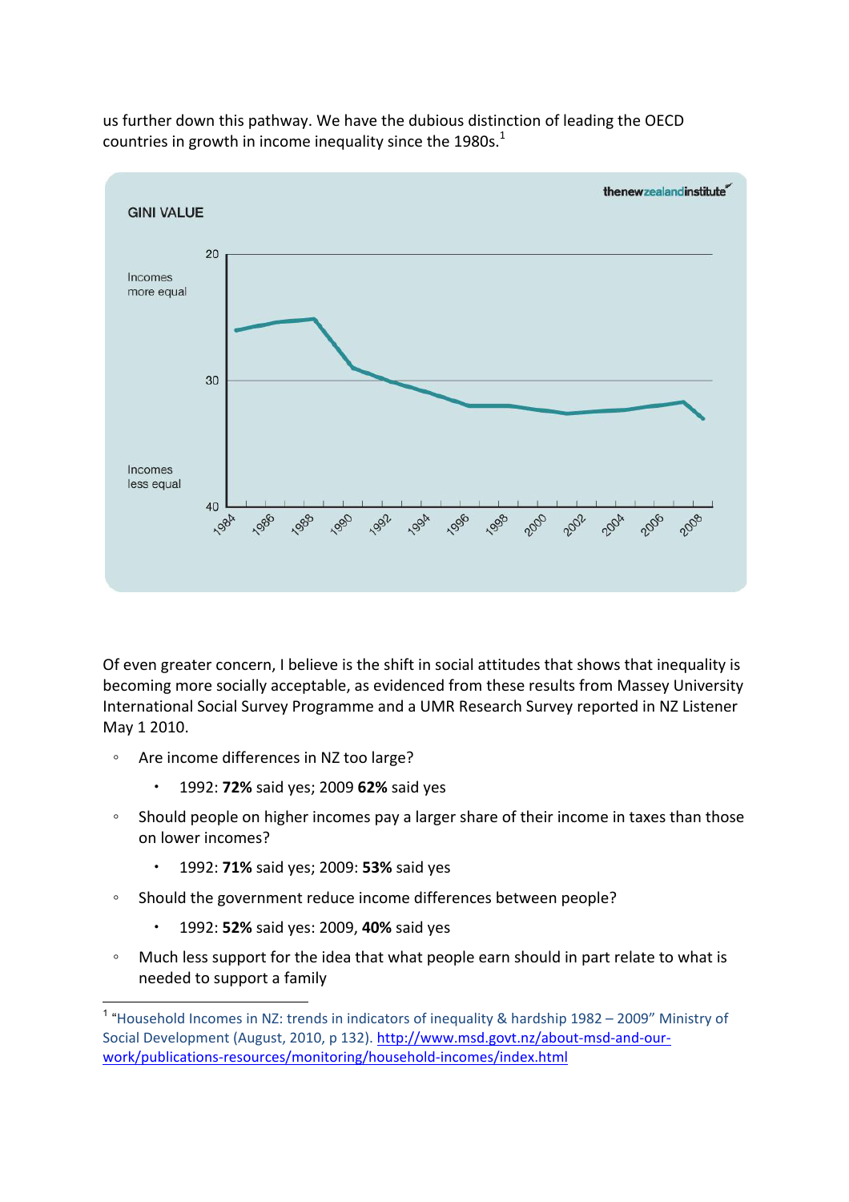us further down this pathway. We have the dubious distinction of leading the OECD countries in growth in income inequality since the 1980s.[1]

Of even greater concern, I believe is the shift in social attitudes that shows that inequality is becoming more socially acceptable, as evidenced from these results from Massey University International Social Survey Programme and a UMR Research Survey reported in NZ Listener May 1 2010.

- Are income differences in NZ too large?
  - 1992: **72%** said yes; 2009 **62%** said yes
- Should people on higher incomes pay a larger share of their income in taxes than those on lower incomes?
  - 1992: **71%** said yes; 2009: **53%** said yes
- Should the government reduce income differences between people?
  - 1992: **52%** said yes: 2009, **40%** said yes
- Much less support for the idea that what people earn should in part relate to what is needed to support a family

[1] "Household Incomes in NZ: trends in indicators of inequality & hardship 1982 – 2009" Ministry of Social Development (August, 2010, p 132). http://www.msd.govt.nz/about-msd-and-our-work/publications-resources/monitoring/household-incomes/index.html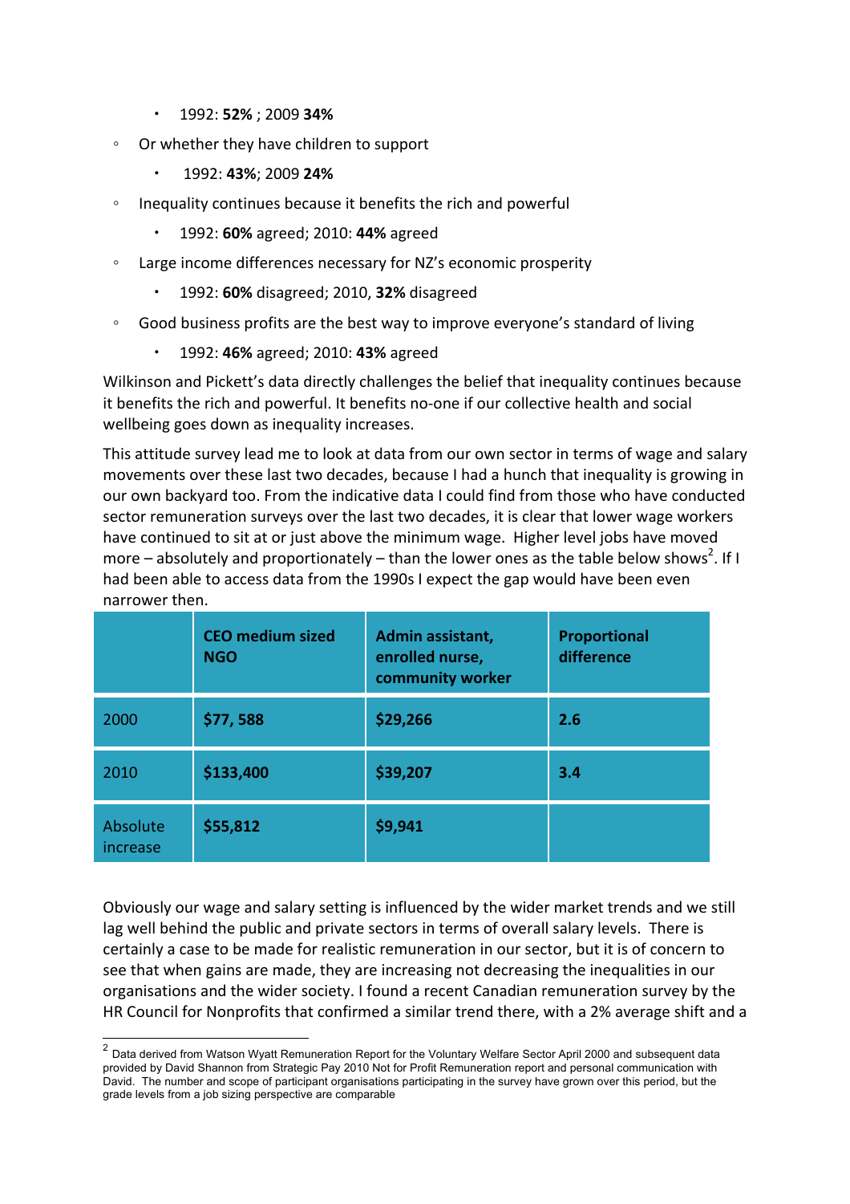- 1992: **52%** ; 2009 **34%**
- Or whether they have children to support
   - 1992: **43%**; 2009 **24%**
- Inequality continues because it benefits the rich and powerful
   - 1992: **60%** agreed; 2010: **44%** agreed
- Large income differences necessary for NZ's economic prosperity
   - 1992: **60%** disagreed; 2010, **32%** disagreed
- Good business profits are the best way to improve everyone's standard of living
   - 1992: **46%** agreed; 2010: **43%** agreed

Wilkinson and Pickett's data directly challenges the belief that inequality continues because it benefits the rich and powerful. It benefits no-one if our collective health and social wellbeing goes down as inequality increases.

This attitude survey lead me to look at data from our own sector in terms of wage and salary movements over these last two decades, because I had a hunch that inequality is growing in our own backyard too. From the indicative data I could find from those who have conducted sector remuneration surveys over the last two decades, it is clear that lower wage workers have continued to sit at or just above the minimum wage. Higher level jobs have moved more – absolutely and proportionately – than the lower ones as the table below shows[2]. If I had been able to access data from the 1990s I expect the gap would have been even narrower then.

| | **CEO medium sized NGO** | **Admin assistant, enrolled nurse, community worker** | **Proportional difference** |
|---|---|---|---|
| 2000 | **$77, 588** | **$29,266** | **2.6** |
| 2010 | **$133,400** | **$39,207** | **3.4** |
| Absolute increase | **$55,812** | **$9,941** | |

Obviously our wage and salary setting is influenced by the wider market trends and we still lag well behind the public and private sectors in terms of overall salary levels. There is certainly a case to be made for realistic remuneration in our sector, but it is of concern to see that when gains are made, they are increasing not decreasing the inequalities in our organisations and the wider society. I found a recent Canadian remuneration survey by the HR Council for Nonprofits that confirmed a similar trend there, with a 2% average shift and a

[2] Data derived from Watson Wyatt Remuneration Report for the Voluntary Welfare Sector April 2000 and subsequent data provided by David Shannon from Strategic Pay 2010 Not for Profit Remuneration report and personal communication with David. The number and scope of participant organisations participating in the survey have grown over this period, but the grade levels from a job sizing perspective are comparable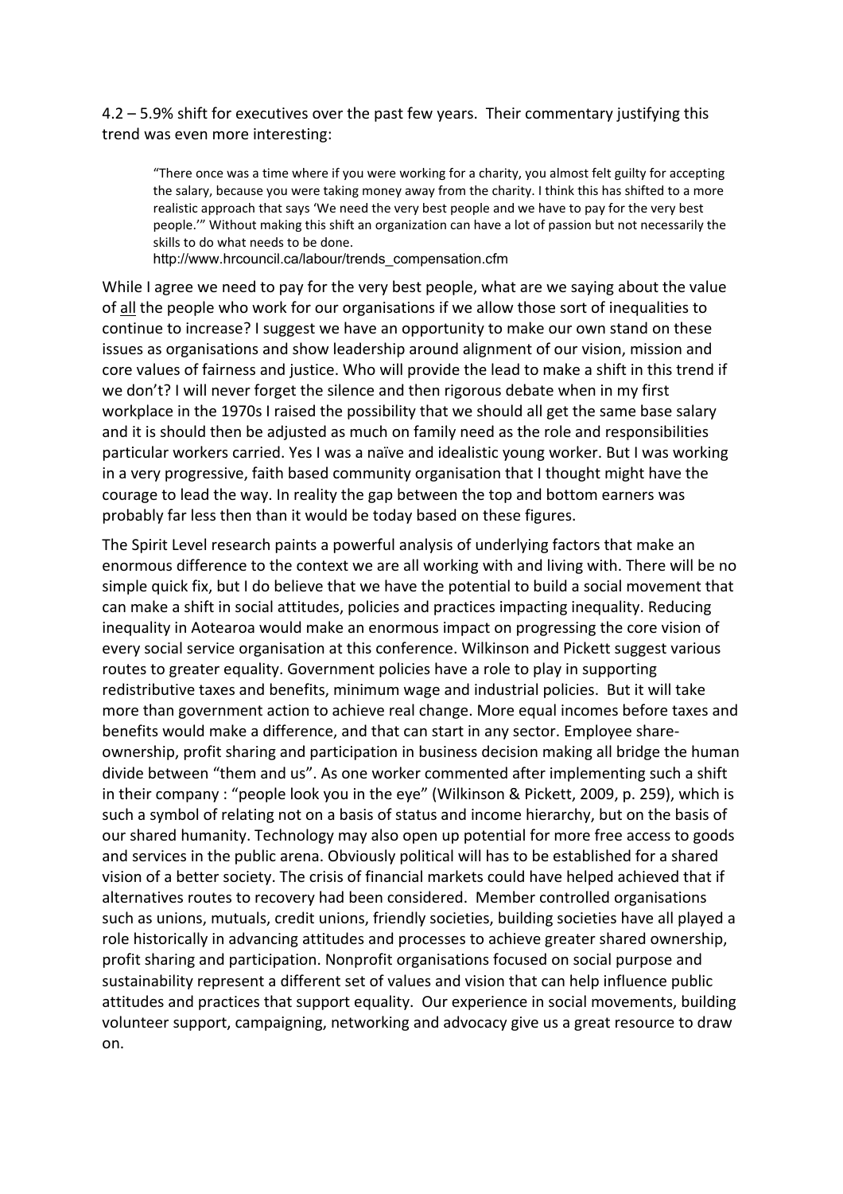4.2 – 5.9% shift for executives over the past few years. Their commentary justifying this trend was even more interesting:

> "There once was a time where if you were working for a charity, you almost felt guilty for accepting the salary, because you were taking money away from the charity. I think this has shifted to a more realistic approach that says 'We need the very best people and we have to pay for the very best people.'" Without making this shift an organization can have a lot of passion but not necessarily the skills to do what needs to be done.
> http://www.hrcouncil.ca/labour/trends_compensation.cfm

While I agree we need to pay for the very best people, what are we saying about the value of <u>all</u> the people who work for our organisations if we allow those sort of inequalities to continue to increase? I suggest we have an opportunity to make our own stand on these issues as organisations and show leadership around alignment of our vision, mission and core values of fairness and justice. Who will provide the lead to make a shift in this trend if we don't? I will never forget the silence and then rigorous debate when in my first workplace in the 1970s I raised the possibility that we should all get the same base salary and it is should then be adjusted as much on family need as the role and responsibilities particular workers carried. Yes I was a naïve and idealistic young worker. But I was working in a very progressive, faith based community organisation that I thought might have the courage to lead the way. In reality the gap between the top and bottom earners was probably far less then than it would be today based on these figures.

The Spirit Level research paints a powerful analysis of underlying factors that make an enormous difference to the context we are all working with and living with. There will be no simple quick fix, but I do believe that we have the potential to build a social movement that can make a shift in social attitudes, policies and practices impacting inequality. Reducing inequality in Aotearoa would make an enormous impact on progressing the core vision of every social service organisation at this conference. Wilkinson and Pickett suggest various routes to greater equality. Government policies have a role to play in supporting redistributive taxes and benefits, minimum wage and industrial policies. But it will take more than government action to achieve real change. More equal incomes before taxes and benefits would make a difference, and that can start in any sector. Employee share-ownership, profit sharing and participation in business decision making all bridge the human divide between "them and us". As one worker commented after implementing such a shift in their company : "people look you in the eye" (Wilkinson & Pickett, 2009, p. 259), which is such a symbol of relating not on a basis of status and income hierarchy, but on the basis of our shared humanity. Technology may also open up potential for more free access to goods and services in the public arena. Obviously political will has to be established for a shared vision of a better society. The crisis of financial markets could have helped achieved that if alternatives routes to recovery had been considered. Member controlled organisations such as unions, mutuals, credit unions, friendly societies, building societies have all played a role historically in advancing attitudes and processes to achieve greater shared ownership, profit sharing and participation. Nonprofit organisations focused on social purpose and sustainability represent a different set of values and vision that can help influence public attitudes and practices that support equality. Our experience in social movements, building volunteer support, campaigning, networking and advocacy give us a great resource to draw on.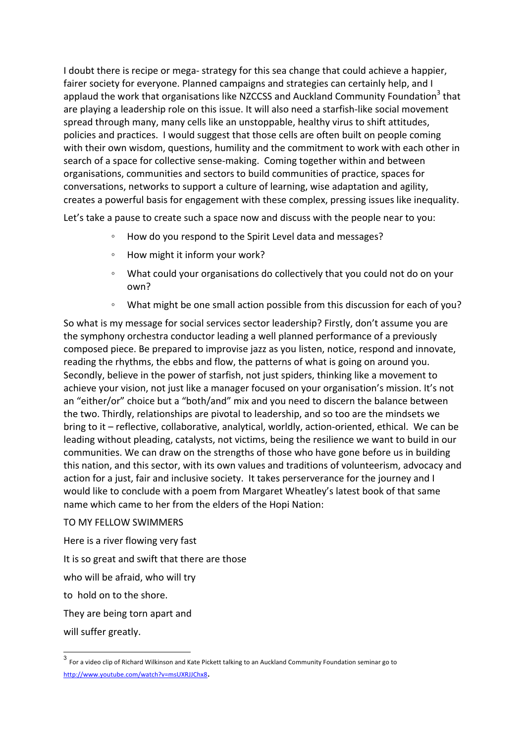I doubt there is recipe or mega- strategy for this sea change that could achieve a happier, fairer society for everyone. Planned campaigns and strategies can certainly help, and I applaud the work that organisations like NZCCSS and Auckland Community Foundation[3] that are playing a leadership role on this issue. It will also need a starfish-like social movement spread through many, many cells like an unstoppable, healthy virus to shift attitudes, policies and practices. I would suggest that those cells are often built on people coming with their own wisdom, questions, humility and the commitment to work with each other in search of a space for collective sense-making. Coming together within and between organisations, communities and sectors to build communities of practice, spaces for conversations, networks to support a culture of learning, wise adaptation and agility, creates a powerful basis for engagement with these complex, pressing issues like inequality.

Let's take a pause to create such a space now and discuss with the people near to you:

- How do you respond to the Spirit Level data and messages?
- How might it inform your work?
- What could your organisations do collectively that you could not do on your own?
- What might be one small action possible from this discussion for each of you?

So what is my message for social services sector leadership? Firstly, don't assume you are the symphony orchestra conductor leading a well planned performance of a previously composed piece. Be prepared to improvise jazz as you listen, notice, respond and innovate, reading the rhythms, the ebbs and flow, the patterns of what is going on around you. Secondly, believe in the power of starfish, not just spiders, thinking like a movement to achieve your vision, not just like a manager focused on your organisation's mission. It's not an "either/or" choice but a "both/and" mix and you need to discern the balance between the two. Thirdly, relationships are pivotal to leadership, and so too are the mindsets we bring to it – reflective, collaborative, analytical, worldly, action-oriented, ethical. We can be leading without pleading, catalysts, not victims, being the resilience we want to build in our communities. We can draw on the strengths of those who have gone before us in building this nation, and this sector, with its own values and traditions of volunteerism, advocacy and action for a just, fair and inclusive society. It takes perserverance for the journey and I would like to conclude with a poem from Margaret Wheatley's latest book of that same name which came to her from the elders of the Hopi Nation:

TO MY FELLOW SWIMMERS

Here is a river flowing very fast

It is so great and swift that there are those

who will be afraid, who will try

to hold on to the shore.

They are being torn apart and

will suffer greatly.

---

[3] For a video clip of Richard Wilkinson and Kate Pickett talking to an Auckland Community Foundation seminar go to http://www.youtube.com/watch?v=msUXRJJChx8.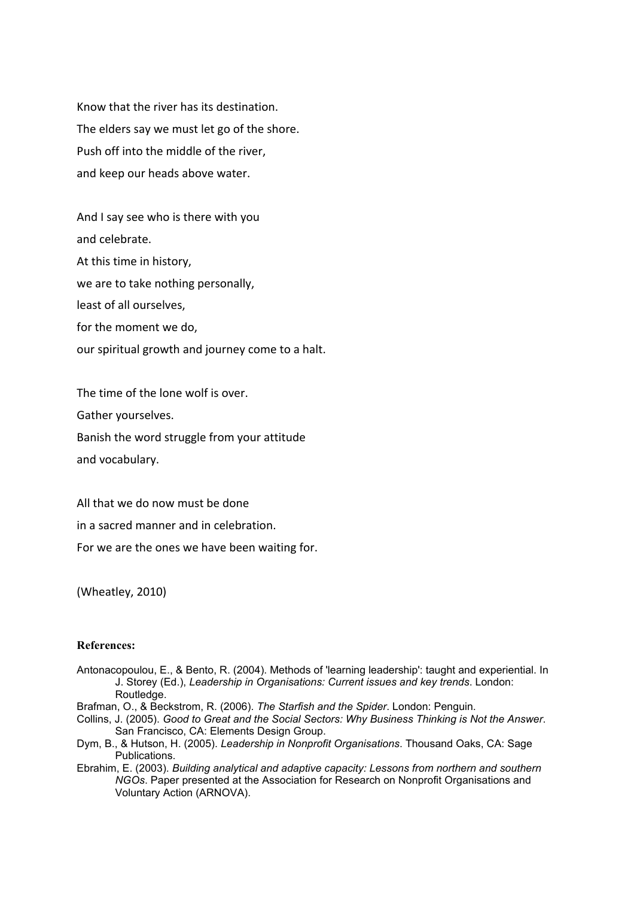Know that the river has its destination.
The elders say we must let go of the shore.
Push off into the middle of the river,
and keep our heads above water.

And I say see who is there with you
and celebrate.
At this time in history,
we are to take nothing personally,
least of all ourselves,
for the moment we do,
our spiritual growth and journey come to a halt.

The time of the lone wolf is over.
Gather yourselves.
Banish the word struggle from your attitude
and vocabulary.

All that we do now must be done
in a sacred manner and in celebration.
For we are the ones we have been waiting for.

(Wheatley, 2010)

**References:**

Antonacopoulou, E., & Bento, R. (2004). Methods of 'learning leadership': taught and experiential. In J. Storey (Ed.), *Leadership in Organisations: Current issues and key trends*. London: Routledge.

Brafman, O., & Beckstrom, R. (2006). *The Starfish and the Spider*. London: Penguin.

Collins, J. (2005). *Good to Great and the Social Sectors: Why Business Thinking is Not the Answer*. San Francisco, CA: Elements Design Group.

Dym, B., & Hutson, H. (2005). *Leadership in Nonprofit Organisations*. Thousand Oaks, CA: Sage Publications.

Ebrahim, E. (2003). *Building analytical and adaptive capacity: Lessons from northern and southern NGOs*. Paper presented at the Association for Research on Nonprofit Organisations and Voluntary Action (ARNOVA).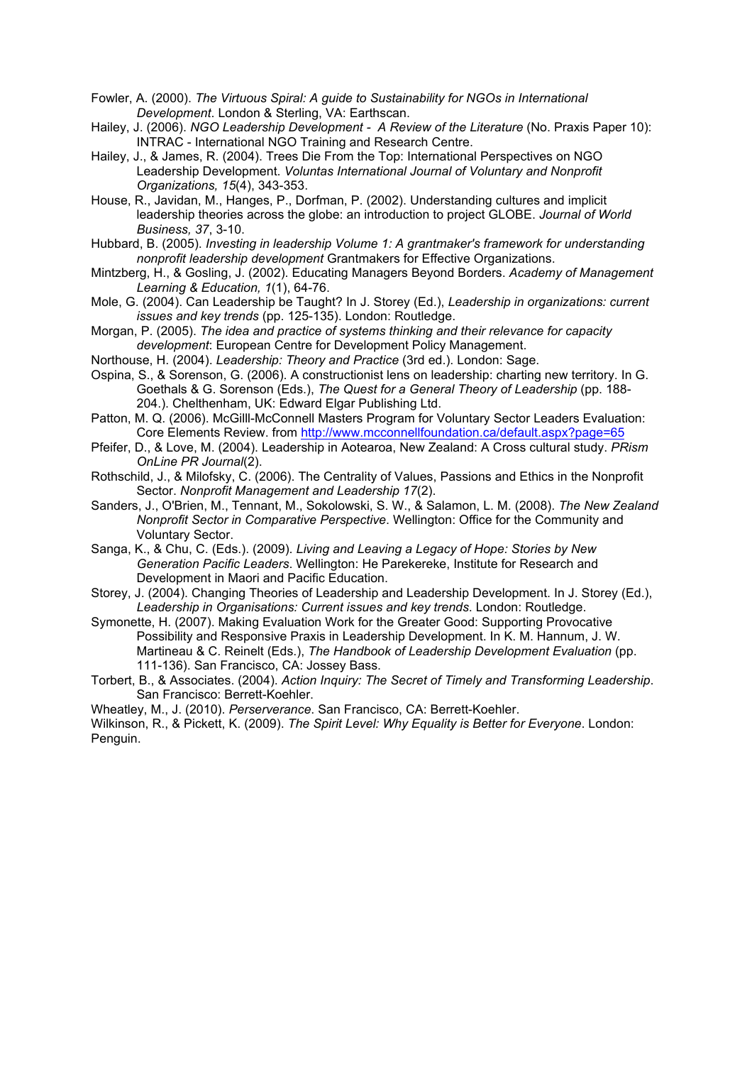Fowler, A. (2000). *The Virtuous Spiral: A guide to Sustainability for NGOs in International Development*. London & Sterling, VA: Earthscan.

Hailey, J. (2006). *NGO Leadership Development - A Review of the Literature* (No. Praxis Paper 10): INTRAC - International NGO Training and Research Centre.

Hailey, J., & James, R. (2004). Trees Die From the Top: International Perspectives on NGO Leadership Development. *Voluntas International Journal of Voluntary and Nonprofit Organizations, 15*(4), 343-353.

House, R., Javidan, M., Hanges, P., Dorfman, P. (2002). Understanding cultures and implicit leadership theories across the globe: an introduction to project GLOBE. *Journal of World Business, 37*, 3-10.

Hubbard, B. (2005). *Investing in leadership Volume 1: A grantmaker's framework for understanding nonprofit leadership development* Grantmakers for Effective Organizations.

Mintzberg, H., & Gosling, J. (2002). Educating Managers Beyond Borders. *Academy of Management Learning & Education, 1*(1), 64-76.

Mole, G. (2004). Can Leadership be Taught? In J. Storey (Ed.), *Leadership in organizations: current issues and key trends* (pp. 125-135). London: Routledge.

Morgan, P. (2005). *The idea and practice of systems thinking and their relevance for capacity development*: European Centre for Development Policy Management.

Northouse, H. (2004). *Leadership: Theory and Practice* (3rd ed.). London: Sage.

Ospina, S., & Sorenson, G. (2006). A constructionist lens on leadership: charting new territory. In G. Goethals & G. Sorenson (Eds.), *The Quest for a General Theory of Leadership* (pp. 188-204.). Chelthenham, UK: Edward Elgar Publishing Ltd.

Patton, M. Q. (2006). McGilll-McConnell Masters Program for Voluntary Sector Leaders Evaluation: Core Elements Review. from http://www.mcconnellfoundation.ca/default.aspx?page=65

Pfeifer, D., & Love, M. (2004). Leadership in Aotearoa, New Zealand: A Cross cultural study. *PRism OnLine PR Journal*(2).

Rothschild, J., & Milofsky, C. (2006). The Centrality of Values, Passions and Ethics in the Nonprofit Sector. *Nonprofit Management and Leadership 17*(2).

Sanders, J., O'Brien, M., Tennant, M., Sokolowski, S. W., & Salamon, L. M. (2008). *The New Zealand Nonprofit Sector in Comparative Perspective*. Wellington: Office for the Community and Voluntary Sector.

Sanga, K., & Chu, C. (Eds.). (2009). *Living and Leaving a Legacy of Hope: Stories by New Generation Pacific Leaders*. Wellington: He Parekereke, Institute for Research and Development in Maori and Pacific Education.

Storey, J. (2004). Changing Theories of Leadership and Leadership Development. In J. Storey (Ed.), *Leadership in Organisations: Current issues and key trends*. London: Routledge.

Symonette, H. (2007). Making Evaluation Work for the Greater Good: Supporting Provocative Possibility and Responsive Praxis in Leadership Development. In K. M. Hannum, J. W. Martineau & C. Reinelt (Eds.), *The Handbook of Leadership Development Evaluation* (pp. 111-136). San Francisco, CA: Jossey Bass.

Torbert, B., & Associates. (2004). *Action Inquiry: The Secret of Timely and Transforming Leadership*. San Francisco: Berrett-Koehler.

Wheatley, M., J. (2010). *Perserverance*. San Francisco, CA: Berrett-Koehler.

Wilkinson, R., & Pickett, K. (2009). *The Spirit Level: Why Equality is Better for Everyone*. London: Penguin.